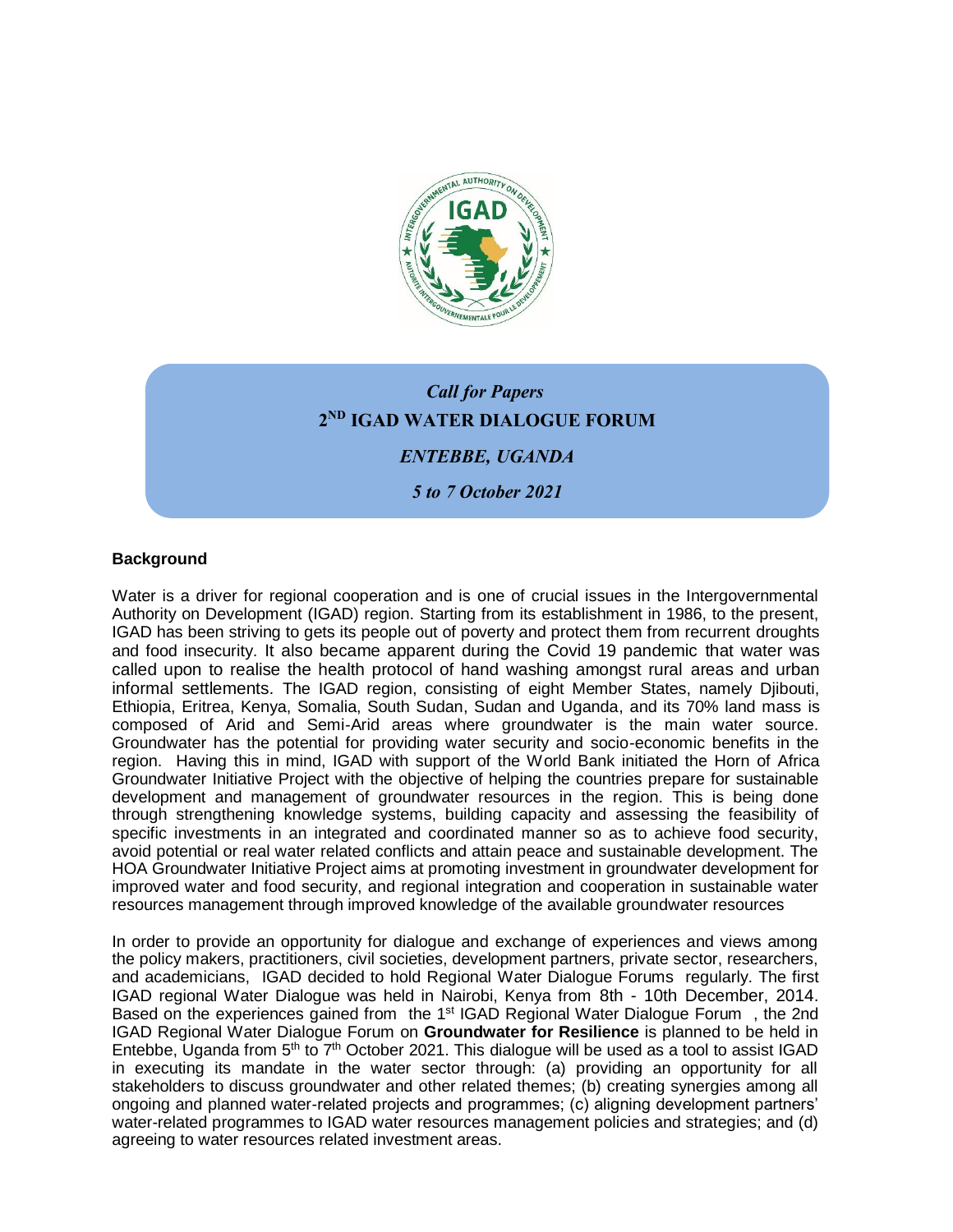*Call for Papers*

**2[ND] IGAD WATER DIALOGUE FORUM**

***ENTEBBE, UGANDA***

***5 to 7 October 2021***

**Background**

Water is a driver for regional cooperation and is one of crucial issues in the Intergovernmental Authority on Development (IGAD) region. Starting from its establishment in 1986, to the present, IGAD has been striving to gets its people out of poverty and protect them from recurrent droughts and food insecurity. It also became apparent during the Covid 19 pandemic that water was called upon to realise the health protocol of hand washing amongst rural areas and urban informal settlements. The IGAD region, consisting of eight Member States, namely Djibouti, Ethiopia, Eritrea, Kenya, Somalia, South Sudan, Sudan and Uganda, and its 70% land mass is composed of Arid and Semi-Arid areas where groundwater is the main water source. Groundwater has the potential for providing water security and socio-economic benefits in the region. Having this in mind, IGAD with support of the World Bank initiated the Horn of Africa Groundwater Initiative Project with the objective of helping the countries prepare for sustainable development and management of groundwater resources in the region. This is being done through strengthening knowledge systems, building capacity and assessing the feasibility of specific investments in an integrated and coordinated manner so as to achieve food security, avoid potential or real water related conflicts and attain peace and sustainable development. The HOA Groundwater Initiative Project aims at promoting investment in groundwater development for improved water and food security, and regional integration and cooperation in sustainable water resources management through improved knowledge of the available groundwater resources

In order to provide an opportunity for dialogue and exchange of experiences and views among the policy makers, practitioners, civil societies, development partners, private sector, researchers, and academicians, IGAD decided to hold Regional Water Dialogue Forums regularly. The first IGAD regional Water Dialogue was held in Nairobi, Kenya from 8th - 10th December, 2014. Based on the experiences gained from the 1st IGAD Regional Water Dialogue Forum , the 2nd IGAD Regional Water Dialogue Forum on **Groundwater for Resilience** is planned to be held in Entebbe, Uganda from 5th to 7th October 2021. This dialogue will be used as a tool to assist IGAD in executing its mandate in the water sector through: (a) providing an opportunity for all stakeholders to discuss groundwater and other related themes; (b) creating synergies among all ongoing and planned water-related projects and programmes; (c) aligning development partners' water-related programmes to IGAD water resources management policies and strategies; and (d) agreeing to water resources related investment areas.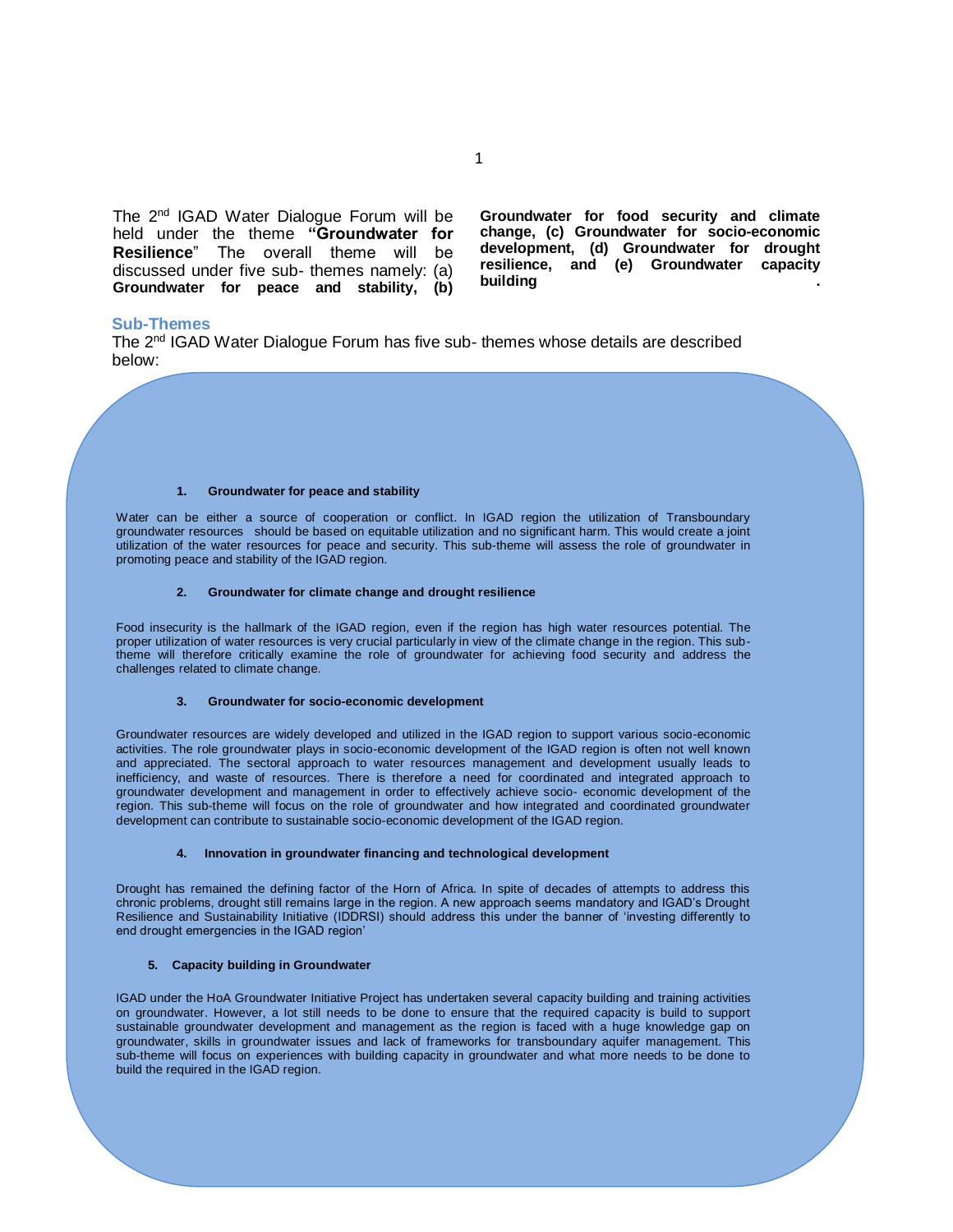The 2[nd] IGAD Water Dialogue Forum will be held under the theme **"Groundwater for Resilience**" The overall theme will be discussed under five sub- themes namely: (a) **Groundwater for peace and stability, (b) Groundwater for food security and climate change, (c) Groundwater for socio-economic development, (d) Groundwater for drought resilience, and (e) Groundwater capacity building** .

## Sub-Themes

The 2[nd] IGAD Water Dialogue Forum has five sub- themes whose details are described below:

### 1. Groundwater for peace and stability

Water can be either a source of cooperation or conflict. In IGAD region the utilization of Transboundary groundwater resources should be based on equitable utilization and no significant harm. This would create a joint utilization of the water resources for peace and security. This sub-theme will assess the role of groundwater in promoting peace and stability of the IGAD region.

### 2. Groundwater for climate change and drought resilience

Food insecurity is the hallmark of the IGAD region, even if the region has high water resources potential. The proper utilization of water resources is very crucial particularly in view of the climate change in the region. This sub-theme will therefore critically examine the role of groundwater for achieving food security and address the challenges related to climate change.

### 3. Groundwater for socio-economic development

Groundwater resources are widely developed and utilized in the IGAD region to support various socio-economic activities. The role groundwater plays in socio-economic development of the IGAD region is often not well known and appreciated. The sectoral approach to water resources management and development usually leads to inefficiency, and waste of resources. There is therefore a need for coordinated and integrated approach to groundwater development and management in order to effectively achieve socio- economic development of the region. This sub-theme will focus on the role of groundwater and how integrated and coordinated groundwater development can contribute to sustainable socio-economic development of the IGAD region.

### 4. Innovation in groundwater financing and technological development

Drought has remained the defining factor of the Horn of Africa. In spite of decades of attempts to address this chronic problems, drought still remains large in the region. A new approach seems mandatory and IGAD's Drought Resilience and Sustainability Initiative (IDDRSI) should address this under the banner of 'investing differently to end drought emergencies in the IGAD region'

### 5. Capacity building in Groundwater

IGAD under the HoA Groundwater Initiative Project has undertaken several capacity building and training activities on groundwater. However, a lot still needs to be done to ensure that the required capacity is build to support sustainable groundwater development and management as the region is faced with a huge knowledge gap on groundwater, skills in groundwater issues and lack of frameworks for transboundary aquifer management. This sub-theme will focus on experiences with building capacity in groundwater and what more needs to be done to build the required in the IGAD region.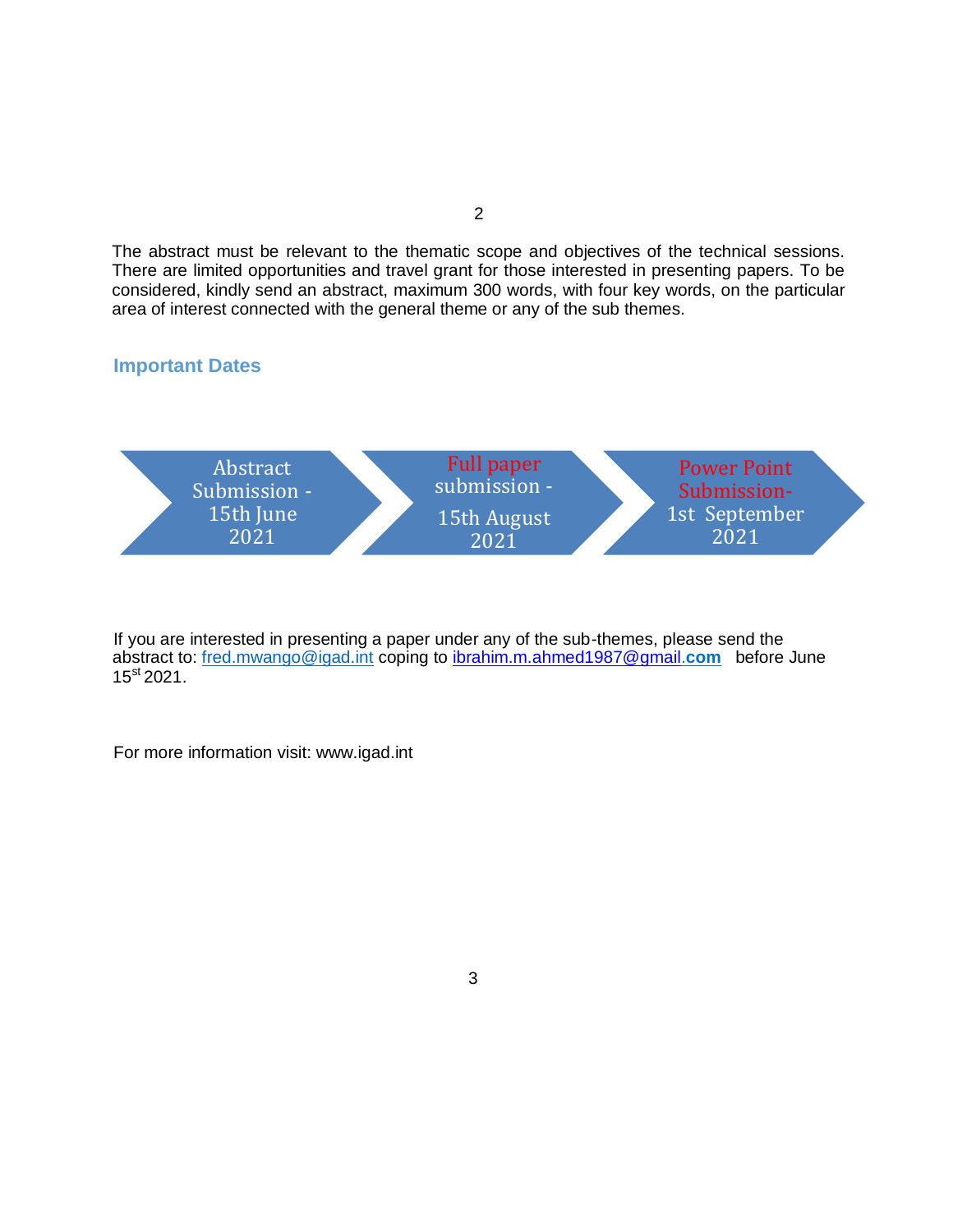The abstract must be relevant to the thematic scope and objectives of the technical sessions. There are limited opportunities and travel grant for those interested in presenting papers. To be considered, kindly send an abstract, maximum 300 words, with four key words, on the particular area of interest connected with the general theme or any of the sub themes.

## Important Dates

Abstract Submission - 15th June 2021

Full paper submission - 15th August 2021

Power Point Submission- 1st September 2021

If you are interested in presenting a paper under any of the sub-themes, please send the abstract to: fred.mwango@igad.int coping to ibrahim.m.ahmed1987@gmail.**com** before June 15st 2021.

For more information visit: www.igad.int